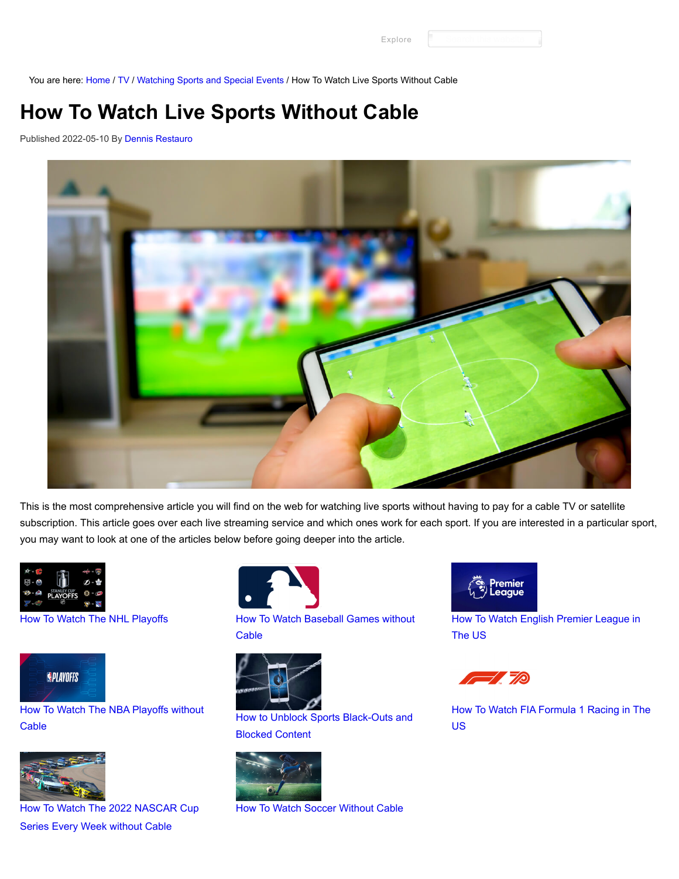Explore

You are here: Home / TV / Watching Sports and Special Events / How To Watch Live Sports Without Cable

# How To Watch Live Sports Without Cable

Published 2022-05-10 By Dennis Restauro

This is the most comprehensive article you will find on the web for watching live sports without having to pay for a cable TV or satellite subscription. This article goes over each live streaming service and which ones work for each sport. If you are interested in a particular sport, you may want to look at one of the articles below before going deeper into the article.

- How To Watch The NHL Playoffs
- How To Watch Baseball Games without Cable
- How To Watch English Premier League in The US
- How To Watch The NBA Playoffs without Cable
- How to Unblock Sports Black-Outs and Blocked Content
- How To Watch FIA Formula 1 Racing in The US
- How To Watch The 2022 NASCAR Cup Series Every Week without Cable
- How To Watch Soccer Without Cable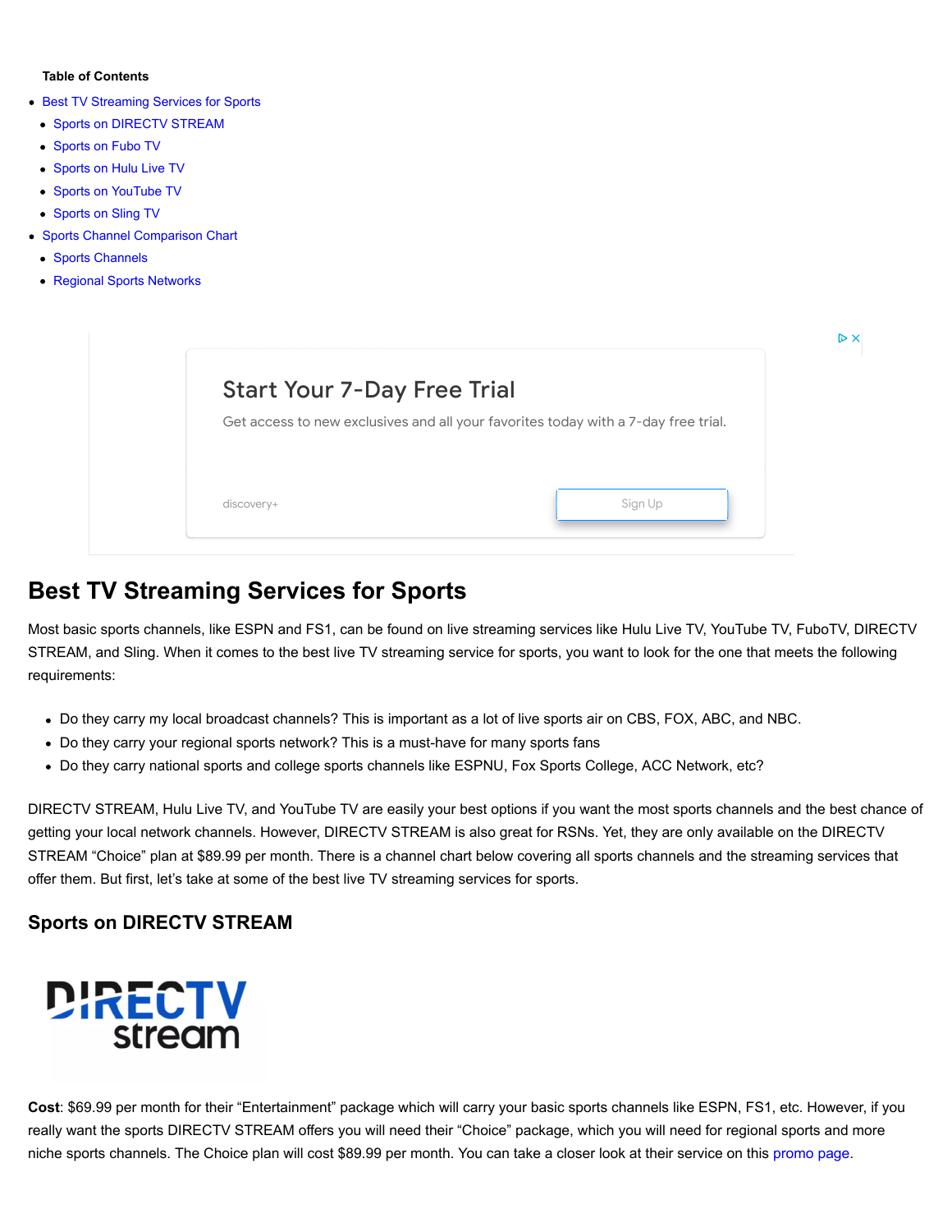**Table of Contents**

- Best TV Streaming Services for Sports
  - Sports on DIRECTV STREAM
  - Sports on Fubo TV
  - Sports on Hulu Live TV
  - Sports on YouTube TV
  - Sports on Sling TV
- Sports Channel Comparison Chart
  - Sports Channels
  - Regional Sports Networks

## Best TV Streaming Services for Sports

Most basic sports channels, like ESPN and FS1, can be found on live streaming services like Hulu Live TV, YouTube TV, FuboTV, DIRECTV STREAM, and Sling. When it comes to the best live TV streaming service for sports, you want to look for the one that meets the following requirements:

- Do they carry my local broadcast channels? This is important as a lot of live sports air on CBS, FOX, ABC, and NBC.
- Do they carry your regional sports network? This is a must-have for many sports fans
- Do they carry national sports and college sports channels like ESPNU, Fox Sports College, ACC Network, etc?

DIRECTV STREAM, Hulu Live TV, and YouTube TV are easily your best options if you want the most sports channels and the best chance of getting your local network channels. However, DIRECTV STREAM is also great for RSNs. Yet, they are only available on the DIRECTV STREAM "Choice" plan at $89.99 per month. There is a channel chart below covering all sports channels and the streaming services that offer them. But first, let's take at some of the best live TV streaming services for sports.

### Sports on DIRECTV STREAM

**Cost**: $69.99 per month for their "Entertainment" package which will carry your basic sports channels like ESPN, FS1, etc. However, if you really want the sports DIRECTV STREAM offers you will need their "Choice" package, which you will need for regional sports and more niche sports channels. The Choice plan will cost $89.99 per month. You can take a closer look at their service on this promo page.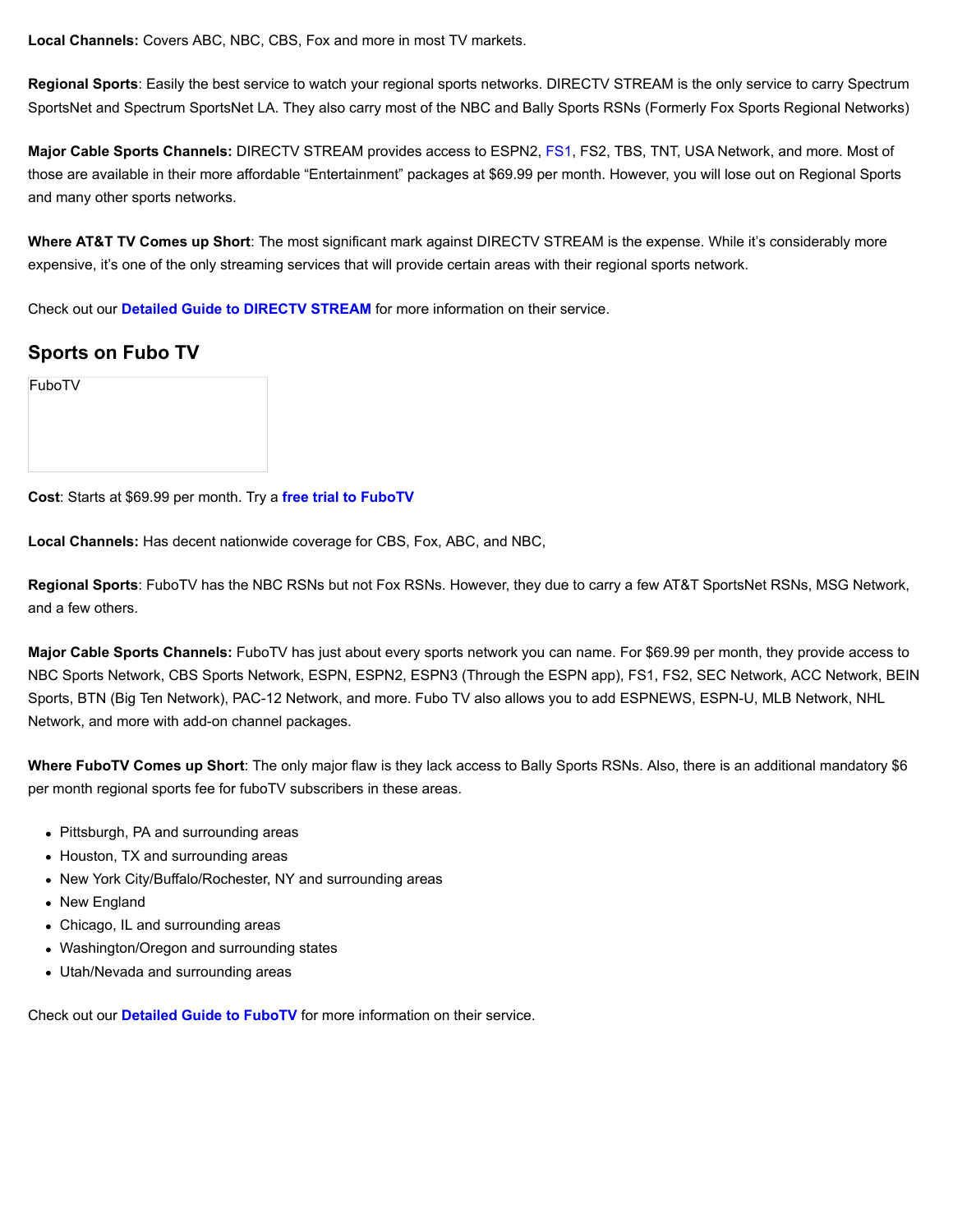**Local Channels:** Covers ABC, NBC, CBS, Fox and more in most TV markets.

**Regional Sports**: Easily the best service to watch your regional sports networks. DIRECTV STREAM is the only service to carry Spectrum SportsNet and Spectrum SportsNet LA. They also carry most of the NBC and Bally Sports RSNs (Formerly Fox Sports Regional Networks)

**Major Cable Sports Channels:** DIRECTV STREAM provides access to ESPN2, FS1, FS2, TBS, TNT, USA Network, and more. Most of those are available in their more affordable "Entertainment" packages at $69.99 per month. However, you will lose out on Regional Sports and many other sports networks.

**Where AT&T TV Comes up Short**: The most significant mark against DIRECTV STREAM is the expense. While it's considerably more expensive, it's one of the only streaming services that will provide certain areas with their regional sports network.

Check out our **Detailed Guide to DIRECTV STREAM** for more information on their service.

## Sports on Fubo TV

FuboTV

**Cost**: Starts at $69.99 per month. Try a **free trial to FuboTV**

**Local Channels:** Has decent nationwide coverage for CBS, Fox, ABC, and NBC,

**Regional Sports**: FuboTV has the NBC RSNs but not Fox RSNs. However, they due to carry a few AT&T SportsNet RSNs, MSG Network, and a few others.

**Major Cable Sports Channels:** FuboTV has just about every sports network you can name. For $69.99 per month, they provide access to NBC Sports Network, CBS Sports Network, ESPN, ESPN2, ESPN3 (Through the ESPN app), FS1, FS2, SEC Network, ACC Network, BEIN Sports, BTN (Big Ten Network), PAC-12 Network, and more. Fubo TV also allows you to add ESPNEWS, ESPN-U, MLB Network, NHL Network, and more with add-on channel packages.

**Where FuboTV Comes up Short**: The only major flaw is they lack access to Bally Sports RSNs. Also, there is an additional mandatory $6 per month regional sports fee for fuboTV subscribers in these areas.

- Pittsburgh, PA and surrounding areas
- Houston, TX and surrounding areas
- New York City/Buffalo/Rochester, NY and surrounding areas
- New England
- Chicago, IL and surrounding areas
- Washington/Oregon and surrounding states
- Utah/Nevada and surrounding areas

Check out our **Detailed Guide to FuboTV** for more information on their service.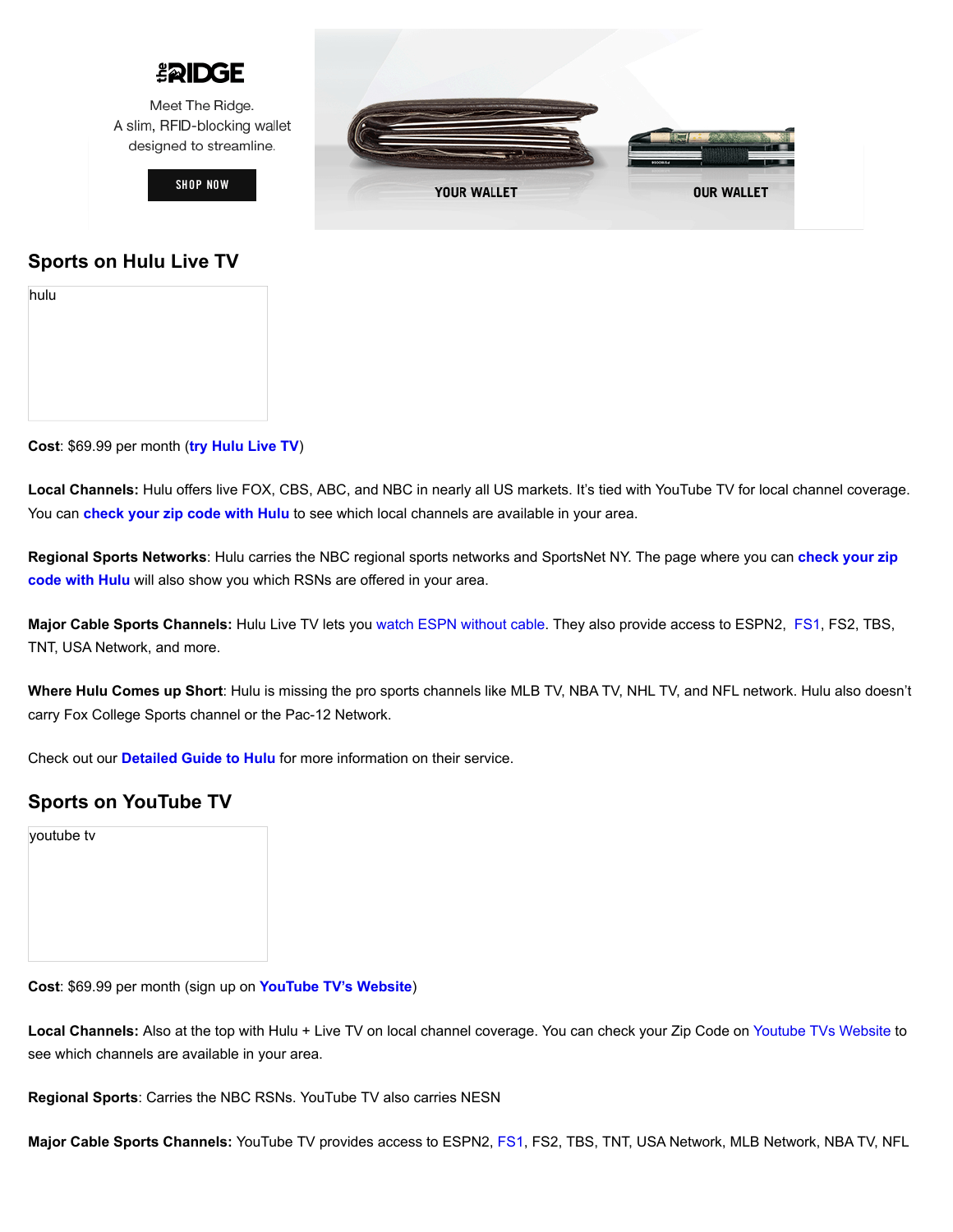## Sports on Hulu Live TV

hulu

**Cost**: $69.99 per month (**try Hulu Live TV**)

**Local Channels:** Hulu offers live FOX, CBS, ABC, and NBC in nearly all US markets. It's tied with YouTube TV for local channel coverage. You can **check your zip code with Hulu** to see which local channels are available in your area.

**Regional Sports Networks**: Hulu carries the NBC regional sports networks and SportsNet NY. The page where you can **check your zip code with Hulu** will also show you which RSNs are offered in your area.

**Major Cable Sports Channels:** Hulu Live TV lets you watch ESPN without cable. They also provide access to ESPN2, FS1, FS2, TBS, TNT, USA Network, and more.

**Where Hulu Comes up Short**: Hulu is missing the pro sports channels like MLB TV, NBA TV, NHL TV, and NFL network. Hulu also doesn't carry Fox College Sports channel or the Pac-12 Network.

Check out our **Detailed Guide to Hulu** for more information on their service.

## Sports on YouTube TV

youtube tv

**Cost**: $69.99 per month (sign up on **YouTube TV's Website**)

**Local Channels:** Also at the top with Hulu + Live TV on local channel coverage. You can check your Zip Code on Youtube TVs Website to see which channels are available in your area.

**Regional Sports**: Carries the NBC RSNs. YouTube TV also carries NESN

**Major Cable Sports Channels:** YouTube TV provides access to ESPN2, FS1, FS2, TBS, TNT, USA Network, MLB Network, NBA TV, NFL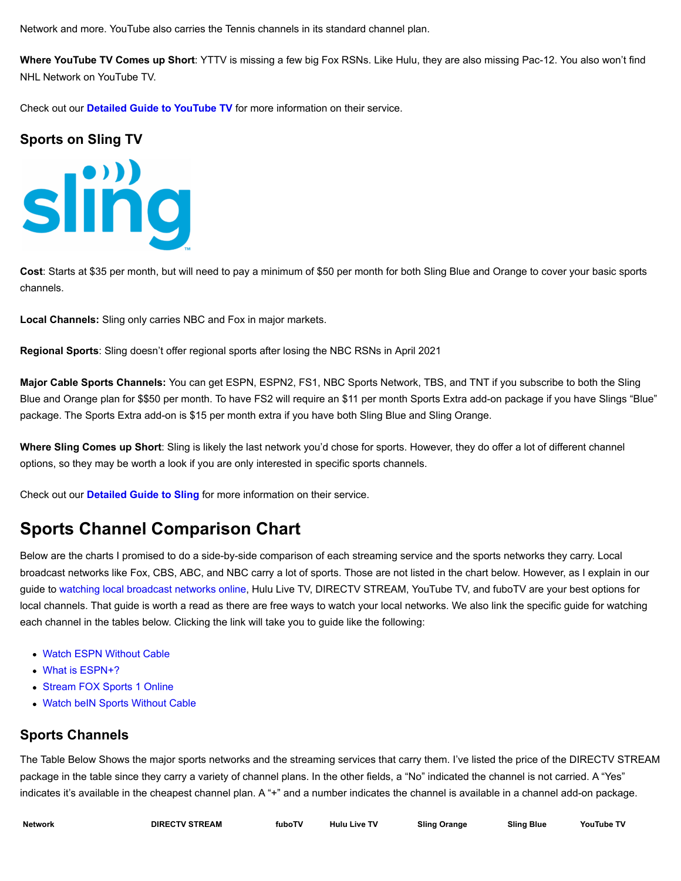Network and more. YouTube also carries the Tennis channels in its standard channel plan.

**Where YouTube TV Comes up Short**: YTTV is missing a few big Fox RSNs. Like Hulu, they are also missing Pac-12. You also won't find NHL Network on YouTube TV.

Check out our **Detailed Guide to YouTube TV** for more information on their service.

### Sports on Sling TV

**Cost**: Starts at $35 per month, but will need to pay a minimum of $50 per month for both Sling Blue and Orange to cover your basic sports channels.

**Local Channels:** Sling only carries NBC and Fox in major markets.

**Regional Sports**: Sling doesn't offer regional sports after losing the NBC RSNs in April 2021

**Major Cable Sports Channels:** You can get ESPN, ESPN2, FS1, NBC Sports Network, TBS, and TNT if you subscribe to both the Sling Blue and Orange plan for $$50 per month. To have FS2 will require an $11 per month Sports Extra add-on package if you have Slings "Blue" package. The Sports Extra add-on is $15 per month extra if you have both Sling Blue and Sling Orange.

**Where Sling Comes up Short**: Sling is likely the last network you'd chose for sports. However, they do offer a lot of different channel options, so they may be worth a look if you are only interested in specific sports channels.

Check out our **Detailed Guide to Sling** for more information on their service.

## Sports Channel Comparison Chart

Below are the charts I promised to do a side-by-side comparison of each streaming service and the sports networks they carry. Local broadcast networks like Fox, CBS, ABC, and NBC carry a lot of sports. Those are not listed in the chart below. However, as I explain in our guide to watching local broadcast networks online, Hulu Live TV, DIRECTV STREAM, YouTube TV, and fuboTV are your best options for local channels. That guide is worth a read as there are free ways to watch your local networks. We also link the specific guide for watching each channel in the tables below. Clicking the link will take you to guide like the following:

- Watch ESPN Without Cable
- What is ESPN+?
- Stream FOX Sports 1 Online
- Watch beIN Sports Without Cable

### Sports Channels

The Table Below Shows the major sports networks and the streaming services that carry them. I've listed the price of the DIRECTV STREAM package in the table since they carry a variety of channel plans. In the other fields, a "No" indicated the channel is not carried. A "Yes" indicates it's available in the cheapest channel plan. A "+" and a number indicates the channel is available in a channel add-on package.

| Network | DIRECTV STREAM | fuboTV | Hulu Live TV | Sling Orange | Sling Blue | YouTube TV |
|---|---|---|---|---|---|---|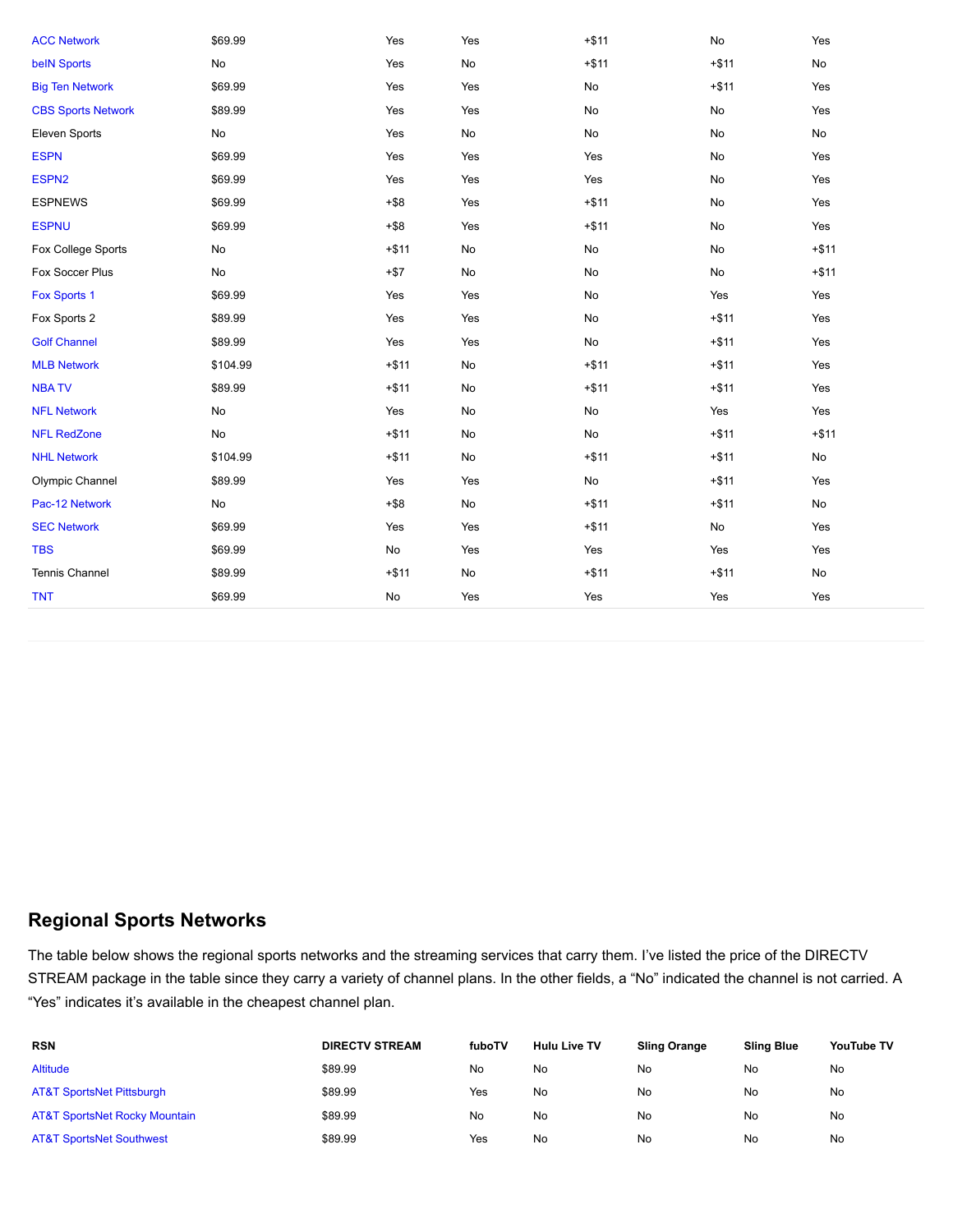| | | | | | | |
|---|---|---|---|---|---|---|
| ACC Network | $69.99 | Yes | Yes | +$11 | No | Yes |
| beIN Sports | No | Yes | No | +$11 | +$11 | No |
| Big Ten Network | $69.99 | Yes | Yes | No | +$11 | Yes |
| CBS Sports Network | $89.99 | Yes | Yes | No | No | Yes |
| Eleven Sports | No | Yes | No | No | No | No |
| ESPN | $69.99 | Yes | Yes | Yes | No | Yes |
| ESPN2 | $69.99 | Yes | Yes | Yes | No | Yes |
| ESPNEWS | $69.99 | +$8 | Yes | +$11 | No | Yes |
| ESPNU | $69.99 | +$8 | Yes | +$11 | No | Yes |
| Fox College Sports | No | +$11 | No | No | No | +$11 |
| Fox Soccer Plus | No | +$7 | No | No | No | +$11 |
| Fox Sports 1 | $69.99 | Yes | Yes | No | Yes | Yes |
| Fox Sports 2 | $89.99 | Yes | Yes | No | +$11 | Yes |
| Golf Channel | $89.99 | Yes | Yes | No | +$11 | Yes |
| MLB Network | $104.99 | +$11 | No | +$11 | +$11 | Yes |
| NBA TV | $89.99 | +$11 | No | +$11 | +$11 | Yes |
| NFL Network | No | Yes | No | No | Yes | Yes |
| NFL RedZone | No | +$11 | No | No | +$11 | +$11 |
| NHL Network | $104.99 | +$11 | No | +$11 | +$11 | No |
| Olympic Channel | $89.99 | Yes | Yes | No | +$11 | Yes |
| Pac-12 Network | No | +$8 | No | +$11 | +$11 | No |
| SEC Network | $69.99 | Yes | Yes | +$11 | No | Yes |
| TBS | $69.99 | No | Yes | Yes | Yes | Yes |
| Tennis Channel | $89.99 | +$11 | No | +$11 | +$11 | No |
| TNT | $69.99 | No | Yes | Yes | Yes | Yes |

## Regional Sports Networks

The table below shows the regional sports networks and the streaming services that carry them. I've listed the price of the DIRECTV STREAM package in the table since they carry a variety of channel plans. In the other fields, a "No" indicated the channel is not carried. A "Yes" indicates it's available in the cheapest channel plan.

| RSN | DIRECTV STREAM | fuboTV | Hulu Live TV | Sling Orange | Sling Blue | YouTube TV |
|---|---|---|---|---|---|---|
| Altitude | $89.99 | No | No | No | No | No |
| AT&T SportsNet Pittsburgh | $89.99 | Yes | No | No | No | No |
| AT&T SportsNet Rocky Mountain | $89.99 | No | No | No | No | No |
| AT&T SportsNet Southwest | $89.99 | Yes | No | No | No | No |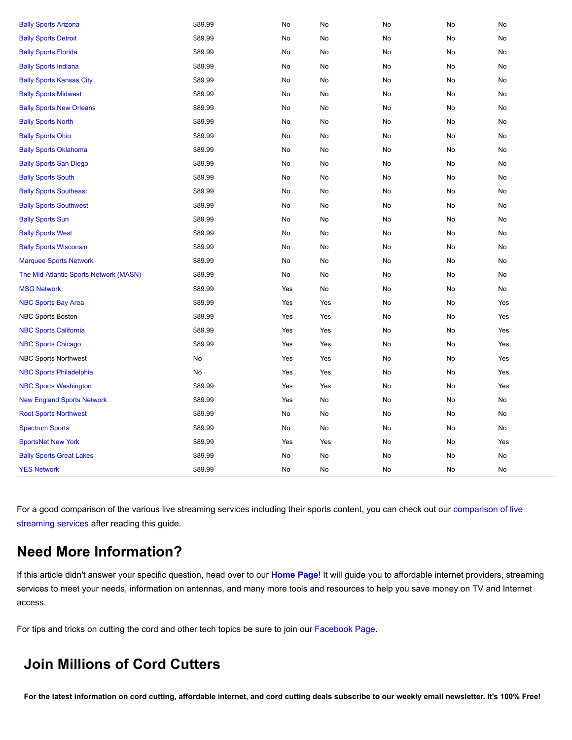| | | | | | | |
|---|---|---|---|---|---|---|
| Bally Sports Arizona | $89.99 | No | No | No | No | No |
| Bally Sports Detroit | $89.99 | No | No | No | No | No |
| Bally Sports Florida | $89.99 | No | No | No | No | No |
| Bally Sports Indiana | $89.99 | No | No | No | No | No |
| Bally Sports Kansas City | $89.99 | No | No | No | No | No |
| Bally Sports Midwest | $89.99 | No | No | No | No | No |
| Bally Sports New Orleans | $89.99 | No | No | No | No | No |
| Bally Sports North | $89.99 | No | No | No | No | No |
| Bally Sports Ohio | $89.99 | No | No | No | No | No |
| Bally Sports Oklahoma | $89.99 | No | No | No | No | No |
| Bally Sports San Diego | $89.99 | No | No | No | No | No |
| Bally Sports South | $89.99 | No | No | No | No | No |
| Bally Sports Southeast | $89.99 | No | No | No | No | No |
| Bally Sports Southwest | $89.99 | No | No | No | No | No |
| Bally Sports Sun | $89.99 | No | No | No | No | No |
| Bally Sports West | $89.99 | No | No | No | No | No |
| Bally Sports Wisconsin | $89.99 | No | No | No | No | No |
| Marquee Sports Network | $89.99 | No | No | No | No | No |
| The Mid-Atlantic Sports Network (MASN) | $89.99 | No | No | No | No | No |
| MSG Network | $89.99 | Yes | No | No | No | No |
| NBC Sports Bay Area | $89.99 | Yes | Yes | No | No | Yes |
| NBC Sports Boston | $89.99 | Yes | Yes | No | No | Yes |
| NBC Sports California | $89.99 | Yes | Yes | No | No | Yes |
| NBC Sports Chicago | $89.99 | Yes | Yes | No | No | Yes |
| NBC Sports Northwest | No | Yes | Yes | No | No | Yes |
| NBC Sports Philadelphia | No | Yes | Yes | No | No | Yes |
| NBC Sports Washington | $89.99 | Yes | Yes | No | No | Yes |
| New England Sports Network | $89.99 | Yes | No | No | No | No |
| Root Sports Northwest | $89.99 | No | No | No | No | No |
| Spectrum Sports | $89.99 | No | No | No | No | No |
| SportsNet New York | $89.99 | Yes | Yes | No | No | Yes |
| Bally Sports Great Lakes | $89.99 | No | No | No | No | No |
| YES Network | $89.99 | No | No | No | No | No |

For a good comparison of the various live streaming services including their sports content, you can check out our comparison of live streaming services after reading this guide.

## Need More Information?

If this article didn't answer your specific question, head over to our **Home Page**! It will guide you to affordable internet providers, streaming services to meet your needs, information on antennas, and many more tools and resources to help you save money on TV and Internet access.

For tips and tricks on cutting the cord and other tech topics be sure to join our Facebook Page.

## Join Millions of Cord Cutters

**For the latest information on cord cutting, affordable internet, and cord cutting deals subscribe to our weekly email newsletter. It's 100% Free!**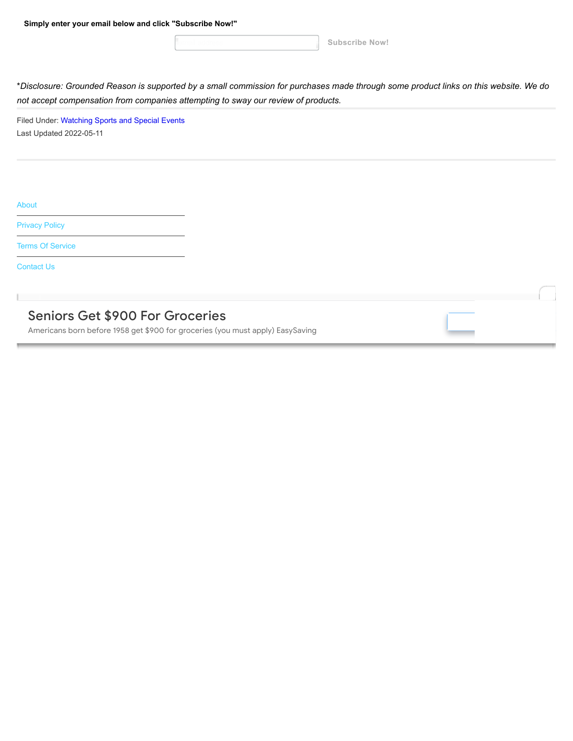**Simply enter your email below and click "Subscribe Now!"**

Subscribe Now!

**Disclosure: Grounded Reason is supported by a small commission for purchases made through some product links on this website. We do not accept compensation from companies attempting to sway our review of products.*

Filed Under: Watching Sports and Special Events
Last Updated 2022-05-11

About

Privacy Policy

Terms Of Service

Contact Us

Seniors Get $900 For Groceries

Americans born before 1958 get $900 for groceries (you must apply) EasySaving